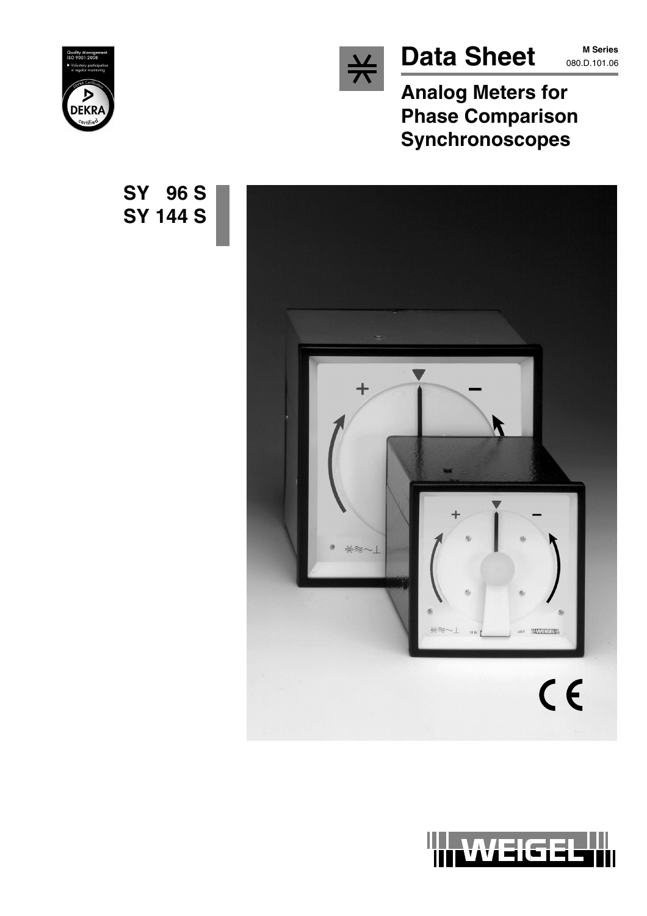# Data Sheet

**M Series**
080.D.101.06

## Analog Meters for Phase Comparison Synchronoscopes

**SY 96 S**
**SY 144 S**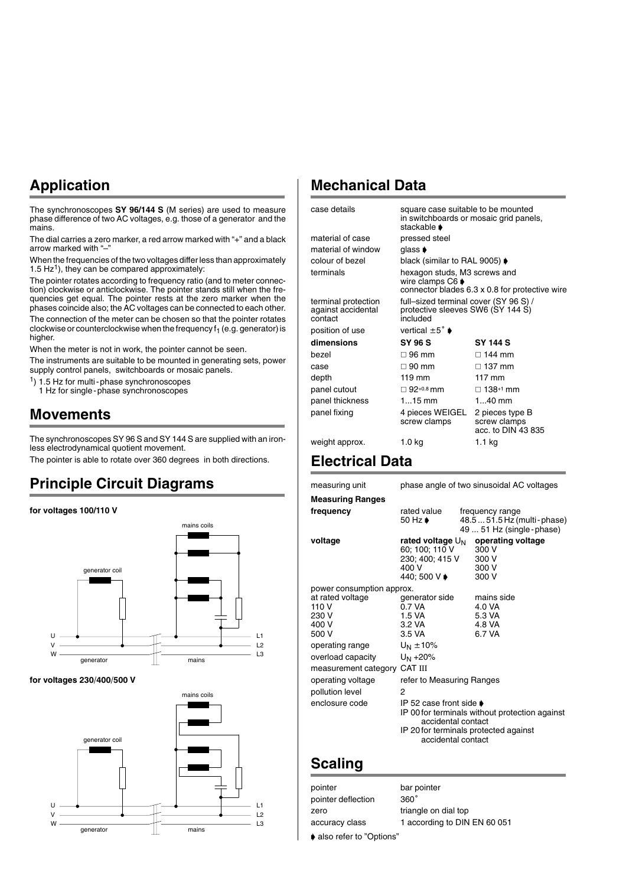## Application

The synchronoscopes **SY 96/144 S** (M series) are used to measure phase difference of two AC voltages, e.g. those of a generator and the mains.

The dial carries a zero marker, a red arrow marked with "+" and a black arrow marked with "–"

When the frequencies of the two voltages differ less than approximately 1.5 Hz[1]), they can be compared approximately:

The pointer rotates according to frequency ratio (and to meter connection) clockwise or anticlockwise. The pointer stands still when the frequencies get equal. The pointer rests at the zero marker when the phases coincide also; the AC voltages can be connected to each other.

The connection of the meter can be chosen so that the pointer rotates clockwise or counterclockwise when the frequency $f_1$ (e.g. generator) is higher.

When the meter is not in work, the pointer cannot be seen.

The instruments are suitable to be mounted in generating sets, power supply control panels, switchboards or mosaic panels.

[1]) 1.5 Hz for multi-phase synchronoscopes
1 Hz for single-phase synchronoscopes

## Movements

The synchronoscopes SY 96 S and SY 144 S are supplied with an ironless electrodynamical quotient movement.

The pointer is able to rotate over 360 degrees in both directions.

## Principle Circuit Diagrams

**for voltages 100/110 V**

mains coils
generator coil
U V W generator | mains L1 L2 L3

**for voltages 230/400/500 V**

mains coils
generator coil
U V W generator | mains L1 L2 L3

## Mechanical Data

| | | |
|---|---|---|
| case details | square case suitable to be mounted in switchboards or mosaic grid panels, stackable ➧ | |
| material of case | pressed steel | |
| material of window | glass ➧ | |
| colour of bezel | black (similar to RAL 9005) ➧ | |
| terminals | hexagon studs, M3 screws and wire clamps C6 ➧ connector blades 6.3 x 0.8 for protective wire | |
| terminal protection against accidental contact | full–sized terminal cover (SY 96 S) / protective sleeves SW6 (SY 144 S) included | |
| position of use | vertical ±5° ➧ | |
| **dimensions** | **SY 96 S** | **SY 144 S** |
| bezel | □ 96 mm | □ 144 mm |
| case | □ 90 mm | □ 137 mm |
| depth | 119 mm | 117 mm |
| panel cutout | □ $92^{+0.8}$ mm | □ $138^{+1}$ mm |
| panel thickness | 1...15 mm | 1...40 mm |
| panel fixing | 4 pieces WEIGEL screw clamps | 2 pieces type B screw clamps acc. to DIN 43 835 |
| weight approx. | 1.0 kg | 1.1 kg |

## Electrical Data

| | | |
|---|---|---|
| measuring unit | phase angle of two sinusoidal AC voltages | |
| **Measuring Ranges** | | |
| **frequency** | rated value 50 Hz ➧ | frequency range 48.5 ... 51.5 Hz (multi-phase) 49 ... 51 Hz (single-phase) |
| **voltage** | **rated voltage $U_N$** | **operating voltage** |
| | 60; 100; 110 V | 300 V |
| | 230; 400; 415 V | 300 V |
| | 400 V | 300 V |
| | 440; 500 V ➧ | 300 V |
| power consumption approx. | | |
| at rated voltage | generator side | mains side |
| 110 V | 0.7 VA | 4.0 VA |
| 230 V | 1.5 VA | 5.3 VA |
| 400 V | 3.2 VA | 4.8 VA |
| 500 V | 3.5 VA | 6.7 VA |
| operating range | $U_N$ ±10% | |
| overload capacity | $U_N$ +20% | |
| measurement category | CAT III | |
| operating voltage | refer to Measuring Ranges | |
| pollution level | 2 | |
| enclosure code | IP 52 case front side ➧ IP 00 for terminals without protection against accidental contact IP 20 for terminals protected against accidental contact | |

## Scaling

| | |
|---|---|
| pointer | bar pointer |
| pointer deflection | 360° |
| zero | triangle on dial top |
| accuracy class | 1 according to DIN EN 60 051 |

➧ also refer to "Options"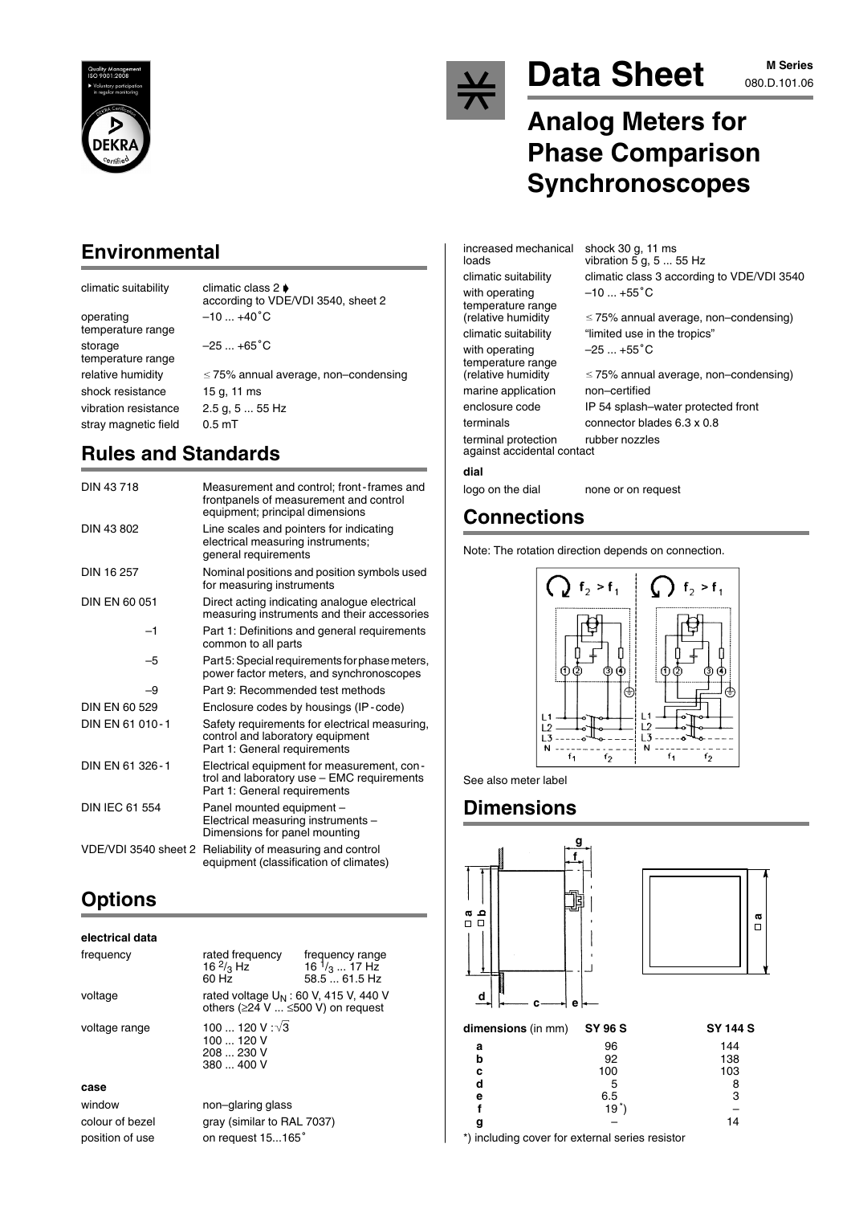# Data Sheet

**M Series**
080.D.101.06

## Analog Meters for Phase Comparison Synchroscopes

## Environmental

| | |
|---|---|
| climatic suitability | climatic class 2 ◆ according to VDE/VDI 3540, sheet 2 |
| operating temperature range | –10 ... +40˚C |
| storage temperature range | –25 ... +65˚C |
| relative humidity | ≤ 75% annual average, non–condensing |
| shock resistance | 15 g, 11 ms |
| vibration resistance | 2.5 g, 5 ... 55 Hz |
| stray magnetic field | 0.5 mT |

## Rules and Standards

| | |
|---|---|
| DIN 43 718 | Measurement and control; front-frames and frontpanels of measurement and control equipment; principal dimensions |
| DIN 43 802 | Line scales and pointers for indicating electrical measuring instruments; general requirements |
| DIN 16 257 | Nominal positions and position symbols used for measuring instruments |
| DIN EN 60 051 | Direct acting indicating analogue electrical measuring instruments and their accessories |
| –1 | Part 1: Definitions and general requirements common to all parts |
| –5 | Part 5: Special requirements for phase meters, power factor meters, and synchronoscopes |
| –9 | Part 9: Recommended test methods |
| DIN EN 60 529 | Enclosure codes by housings (IP-code) |
| DIN EN 61 010-1 | Safety requirements for electrical measuring, control and laboratory equipment Part 1: General requirements |
| DIN EN 61 326-1 | Electrical equipment for measurement, control and laboratory use – EMC requirements Part 1: General requirements |
| DIN IEC 61 554 | Panel mounted equipment – Electrical measuring instruments – Dimensions for panel mounting |
| VDE/VDI 3540 sheet 2 | Reliability of measuring and control equipment (classification of climates) |

## Options

**electrical data**

| | | |
|---|---|---|
| frequency | rated frequency | frequency range |
| | $16\,^2/_3$ Hz | $16\,^1/_3$ ... 17 Hz |
| | 60 Hz | 58.5 ... 61.5 Hz |
| voltage | rated voltage $U_N$ : 60 V, 415 V, 440 V others (≥24 V ... ≤500 V) on request | |
| voltage range | 100 ... 120 V : $\sqrt{3}$ | |
| | 100 ... 120 V | |
| | 208 ... 230 V | |
| | 380 ... 400 V | |

**case**

| | |
|---|---|
| window | non–glaring glass |
| colour of bezel | gray (similar to RAL 7037) |
| position of use | on request 15...165˚ |

| | |
|---|---|
| increased mechanical loads | shock 30 g, 11 ms vibration 5 g, 5 ... 55 Hz |
| climatic suitability | climatic class 3 according to VDE/VDI 3540 |
| with operating temperature range | –10 ... +55˚C |
| (relative humidity | ≤ 75% annual average, non–condensing) |
| climatic suitability | "limited use in the tropics" |
| with operating temperature range | –25 ... +55˚C |
| (relative humidity | ≤ 75% annual average, non–condensing) |
| marine application | non–certified |
| enclosure code | IP 54 splash–water protected front |
| terminals | connector blades 6.3 x 0.8 |
| terminal protection against accidental contact | rubber nozzles |

**dial**

| | |
|---|---|
| logo on the dial | none or on request |

## Connections

Note: The rotation direction depends on connection.

$f_2 > f_1$ | $f_2 > f_1$

See also meter label

## Dimensions

| dimensions (in mm) | SY 96 S | SY 144 S |
|---|---|---|
| a | 96 | 144 |
| b | 92 | 138 |
| c | 100 | 103 |
| d | 5 | 8 |
| e | 6.5 | 3 |
| f | 19*) | – |
| g | – | 14 |

*) including cover for external series resistor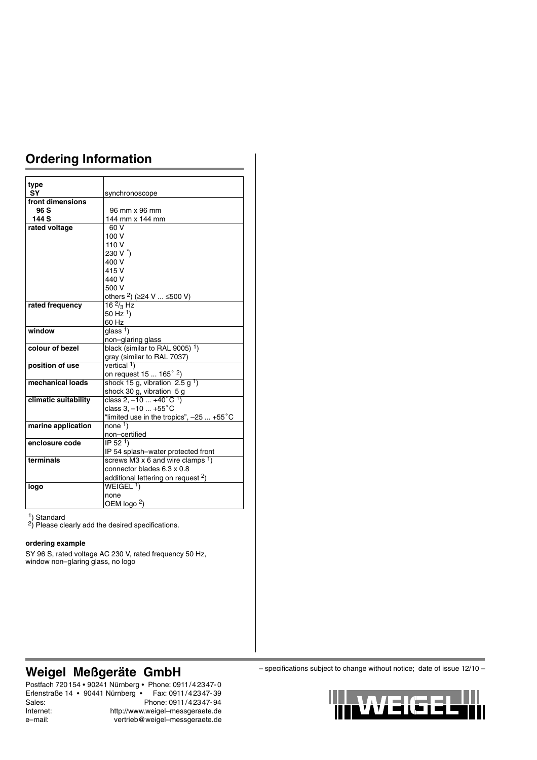## Ordering Information

| | |
|---|---|
| **type** | |
| **SY** | synchronoscope |
| **front dimensions** | |
| **96 S** | 96 mm x 96 mm |
| **144 S** | 144 mm x 144 mm |
| **rated voltage** | 60 V |
| | 100 V |
| | 110 V |
| | 230 V *) |
| | 400 V |
| | 415 V |
| | 440 V |
| | 500 V |
| | others [2]) (≥24 V ... ≤500 V) |
| **rated frequency** | $16\,^2/_3$ Hz |
| | 50 Hz [1]) |
| | 60 Hz |
| **window** | glass [1]) |
| | non–glaring glass |
| **colour of bezel** | black (similar to RAL 9005) [1]) |
| | gray (similar to RAL 7037) |
| **position of use** | vertical [1]) |
| | on request 15 ... 165° [2]) |
| **mechanical loads** | shock 15 g, vibration 2.5 g [1]) |
| | shock 30 g, vibration 5 g |
| **climatic suitability** | class 2, –10 ... +40°C [1]) |
| | class 3, –10 ... +55°C |
| | "limited use in the tropics", –25 ... +55°C |
| **marine application** | none [1]) |
| | non–certified |
| **enclosure code** | IP 52 [1]) |
| | IP 54 splash–water protected front |
| **terminals** | screws M3 x 6 and wire clamps [1]) |
| | connector blades 6.3 x 0.8 |
| | additional lettering on request [2]) |
| **logo** | WEIGEL [1]) |
| | none |
| | OEM logo [2]) |

[1]) Standard
[2]) Please clearly add the desired specifications.

**ordering example**

SY 96 S, rated voltage AC 230 V, rated frequency 50 Hz, window non–glaring glass, no logo

## Weigel Meßgeräte GmbH

Postfach 720 154 • 90241 Nürnberg • Phone: 0911 / 42347- 0
Erlenstraße 14 • 90441 Nürnberg • Fax: 0911 / 42347- 39
Sales: Phone: 0911 / 42347- 94
Internet: http://www.weigel–messgeraete.de
e–mail: vertrieb@weigel–messgeraete.de

– specifications subject to change without notice; date of issue 12/10 –

WEIGEL